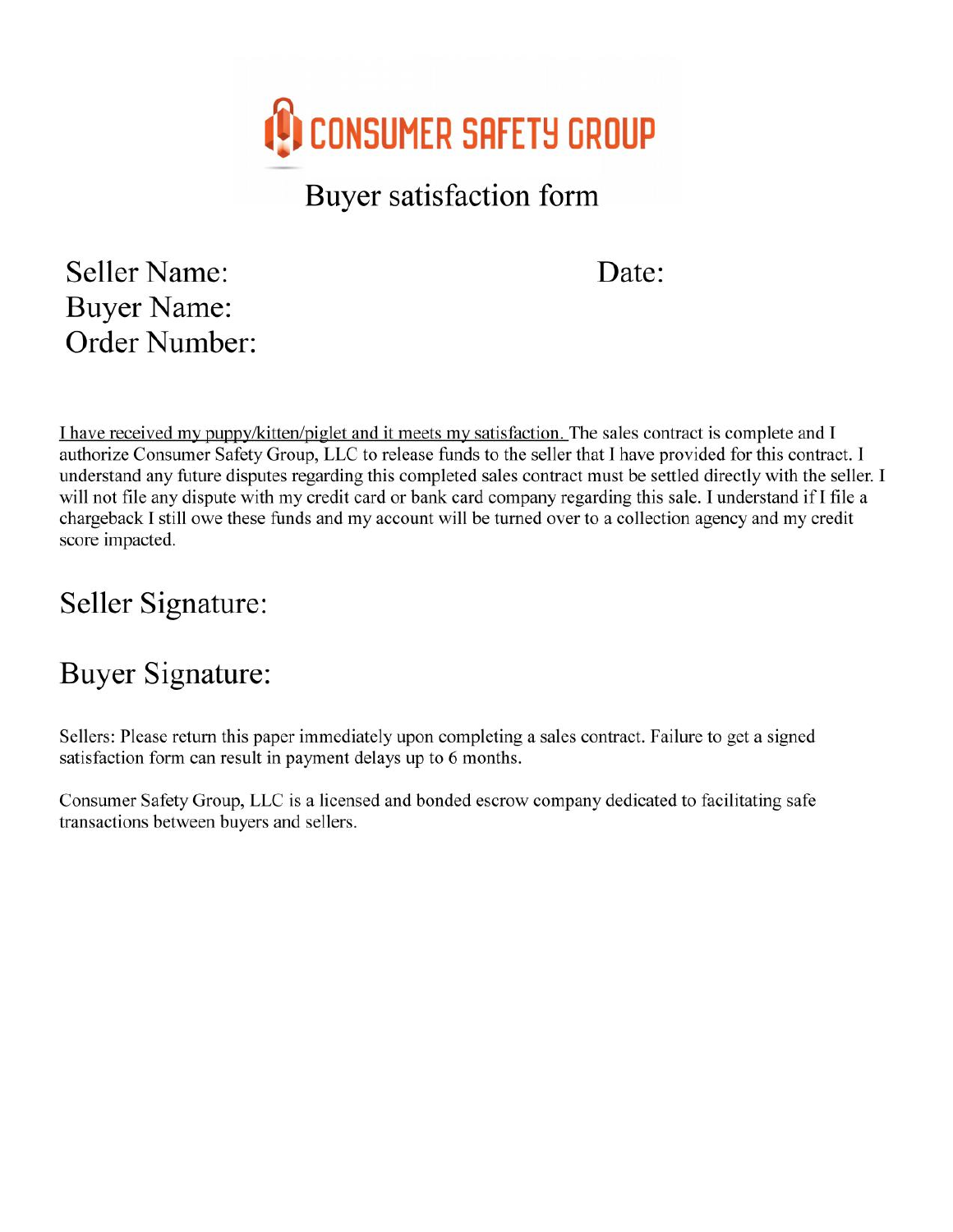# CONSUMER SAFETY GROUP

## Buyer satisfaction form

Seller Name: Date:

Buyer Name:

Order Number:

I have received my puppy/kitten/piglet and it meets my satisfaction. The sales contract is complete and I authorize Consumer Safety Group, LLC to release funds to the seller that I have provided for this contract. I understand any future disputes regarding this completed sales contract must be settled directly with the seller. I will not file any dispute with my credit card or bank card company regarding this sale. I understand if I file a chargeback I still owe these funds and my account will be turned over to a collection agency and my credit score impacted.

Seller Signature:

Buyer Signature:

Sellers: Please return this paper immediately upon completing a sales contract. Failure to get a signed satisfaction form can result in payment delays up to 6 months.

Consumer Safety Group, LLC is a licensed and bonded escrow company dedicated to facilitating safe transactions between buyers and sellers.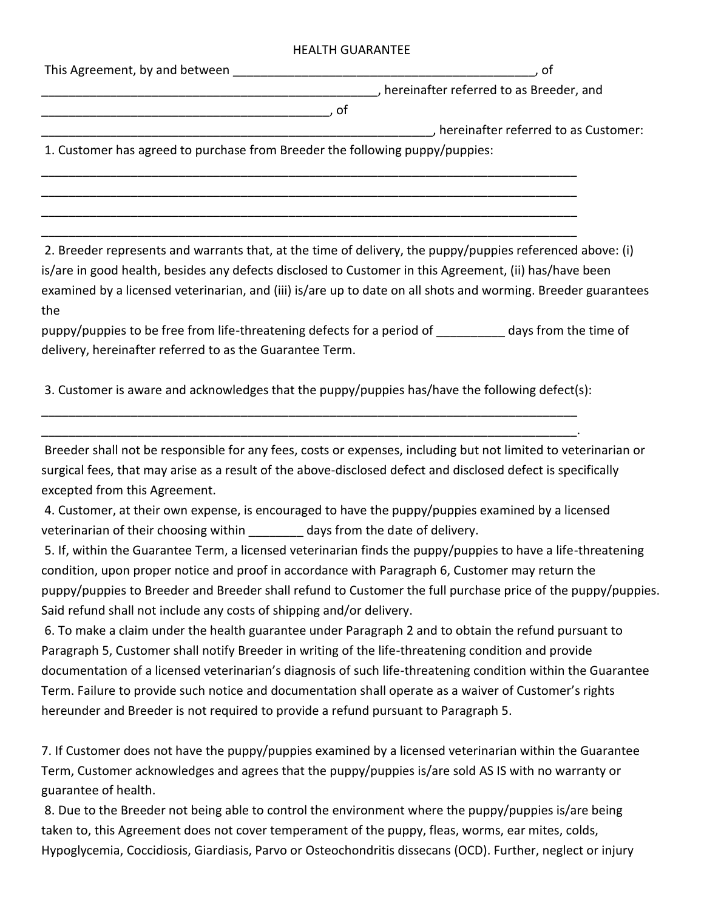HEALTH GUARANTEE

This Agreement, by and between ___________________________________________, of ___________________________________________________, hereinafter referred to as Breeder, and ___________________________________________, of __________________________________________________________, hereinafter referred to as Customer:

1. Customer has agreed to purchase from Breeder the following puppy/puppies:

_________________________________________________________________________________

_________________________________________________________________________________

_________________________________________________________________________________

_________________________________________________________________________________

2. Breeder represents and warrants that, at the time of delivery, the puppy/puppies referenced above: (i) is/are in good health, besides any defects disclosed to Customer in this Agreement, (ii) has/have been examined by a licensed veterinarian, and (iii) is/are up to date on all shots and worming. Breeder guarantees the
puppy/puppies to be free from life-threatening defects for a period of __________ days from the time of delivery, hereinafter referred to as the Guarantee Term.

3. Customer is aware and acknowledges that the puppy/puppies has/have the following defect(s):

_________________________________________________________________________________

_________________________________________________________________________________.

Breeder shall not be responsible for any fees, costs or expenses, including but not limited to veterinarian or surgical fees, that may arise as a result of the above-disclosed defect and disclosed defect is specifically excepted from this Agreement.

4. Customer, at their own expense, is encouraged to have the puppy/puppies examined by a licensed veterinarian of their choosing within ________ days from the date of delivery.

5. If, within the Guarantee Term, a licensed veterinarian finds the puppy/puppies to have a life-threatening condition, upon proper notice and proof in accordance with Paragraph 6, Customer may return the puppy/puppies to Breeder and Breeder shall refund to Customer the full purchase price of the puppy/puppies. Said refund shall not include any costs of shipping and/or delivery.

6. To make a claim under the health guarantee under Paragraph 2 and to obtain the refund pursuant to Paragraph 5, Customer shall notify Breeder in writing of the life-threatening condition and provide documentation of a licensed veterinarian's diagnosis of such life-threatening condition within the Guarantee Term. Failure to provide such notice and documentation shall operate as a waiver of Customer's rights hereunder and Breeder is not required to provide a refund pursuant to Paragraph 5.

7. If Customer does not have the puppy/puppies examined by a licensed veterinarian within the Guarantee Term, Customer acknowledges and agrees that the puppy/puppies is/are sold AS IS with no warranty or guarantee of health.

8. Due to the Breeder not being able to control the environment where the puppy/puppies is/are being taken to, this Agreement does not cover temperament of the puppy, fleas, worms, ear mites, colds, Hypoglycemia, Coccidiosis, Giardiasis, Parvo or Osteochondritis dissecans (OCD). Further, neglect or injury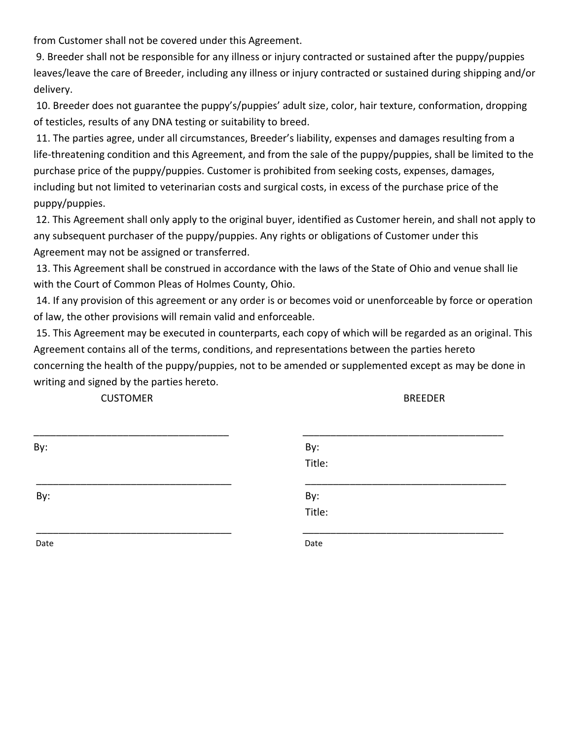from Customer shall not be covered under this Agreement.

9. Breeder shall not be responsible for any illness or injury contracted or sustained after the puppy/puppies leaves/leave the care of Breeder, including any illness or injury contracted or sustained during shipping and/or delivery.

10. Breeder does not guarantee the puppy's/puppies' adult size, color, hair texture, conformation, dropping of testicles, results of any DNA testing or suitability to breed.

11. The parties agree, under all circumstances, Breeder's liability, expenses and damages resulting from a life-threatening condition and this Agreement, and from the sale of the puppy/puppies, shall be limited to the purchase price of the puppy/puppies. Customer is prohibited from seeking costs, expenses, damages, including but not limited to veterinarian costs and surgical costs, in excess of the purchase price of the puppy/puppies.

12. This Agreement shall only apply to the original buyer, identified as Customer herein, and shall not apply to any subsequent purchaser of the puppy/puppies. Any rights or obligations of Customer under this Agreement may not be assigned or transferred.

13. This Agreement shall be construed in accordance with the laws of the State of Ohio and venue shall lie with the Court of Common Pleas of Holmes County, Ohio.

14. If any provision of this agreement or any order is or becomes void or unenforceable by force or operation of law, the other provisions will remain valid and enforceable.

15. This Agreement may be executed in counterparts, each copy of which will be regarded as an original. This Agreement contains all of the terms, conditions, and representations between the parties hereto concerning the health of the puppy/puppies, not to be amended or supplemented except as may be done in writing and signed by the parties hereto.

CUSTOMER

___________________________________

By:

___________________________________

By:

___________________________________

Date

BREEDER

___________________________________

By:

Title:

___________________________________

By:

Title:

___________________________________

Date